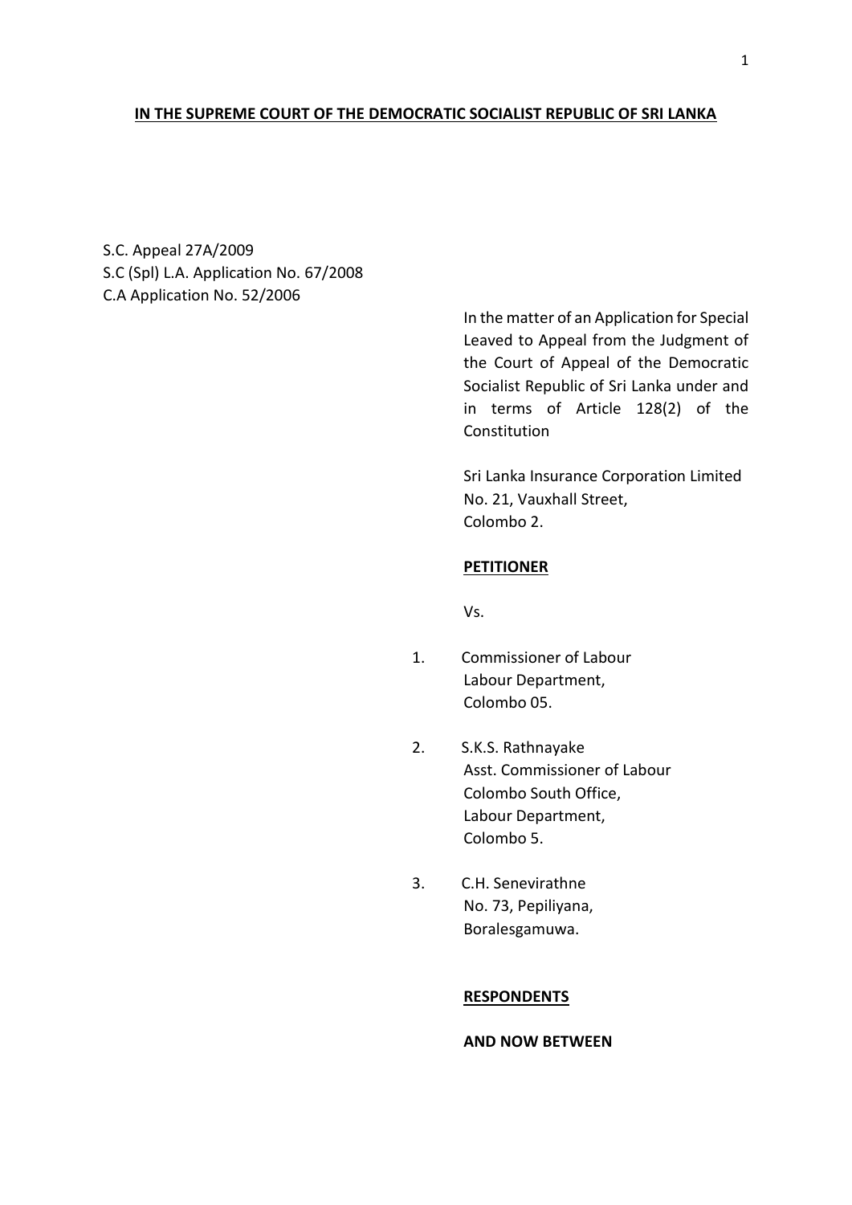**IN THE SUPREME COURT OF THE DEMOCRATIC SOCIALIST REPUBLIC OF SRI LANKA**

S.C. Appeal 27A/2009
S.C (Spl) L.A. Application No. 67/2008
C.A Application No. 52/2006

In the matter of an Application for Special Leaved to Appeal from the Judgment of the Court of Appeal of the Democratic Socialist Republic of Sri Lanka under and in terms of Article 128(2) of the Constitution

Sri Lanka Insurance Corporation Limited
No. 21, Vauxhall Street,
Colombo 2.

**PETITIONER**

Vs.

1. Commissioner of Labour
   Labour Department,
   Colombo 05.

2. S.K.S. Rathnayake
   Asst. Commissioner of Labour
   Colombo South Office,
   Labour Department,
   Colombo 5.

3. C.H. Senevirathne
   No. 73, Pepiliyana,
   Boralesgamuwa.

**RESPONDENTS**

**AND NOW BETWEEN**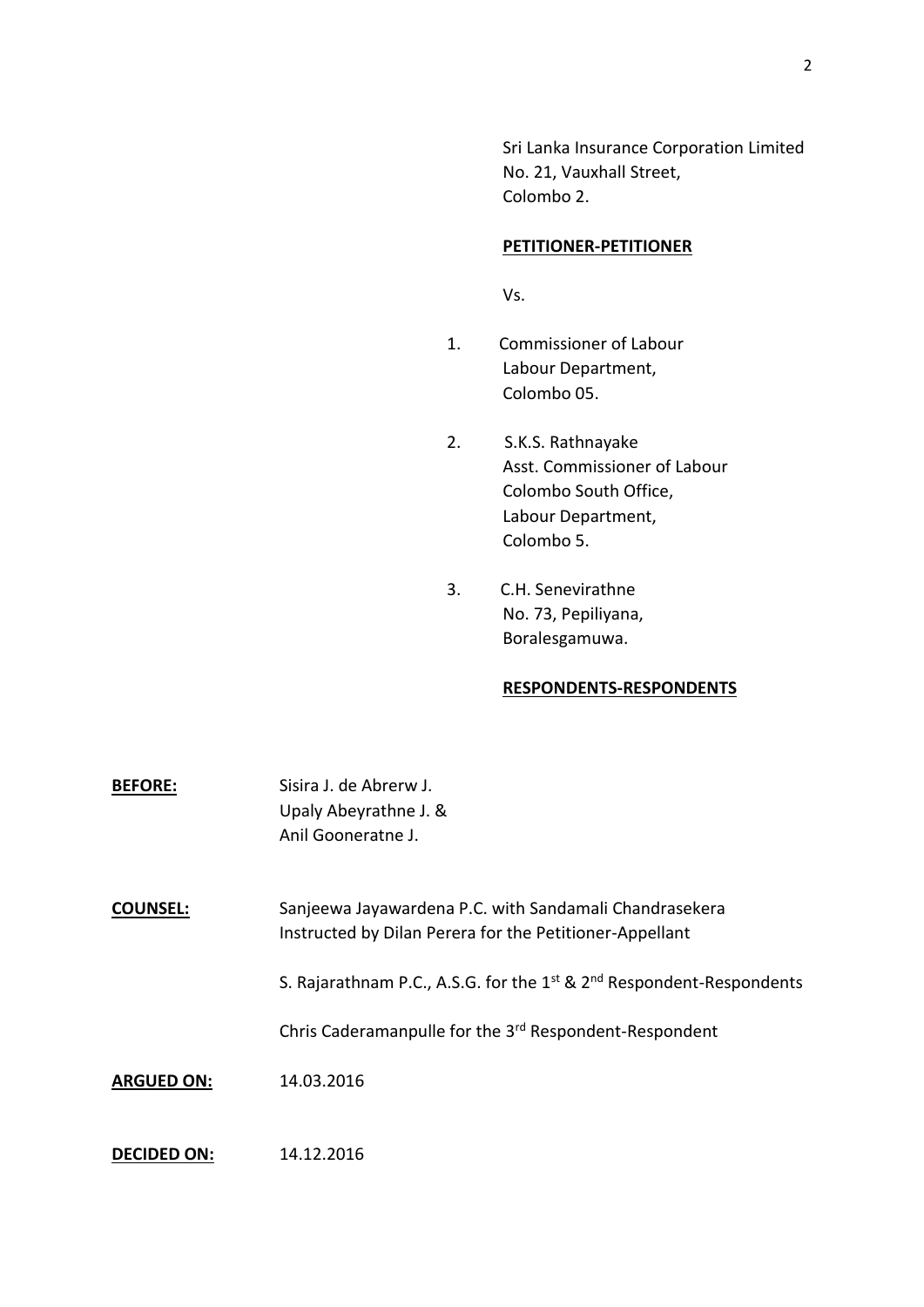Sri Lanka Insurance Corporation Limited
No. 21, Vauxhall Street,
Colombo 2.

**PETITIONER-PETITIONER**

Vs.

1. Commissioner of Labour
   Labour Department,
   Colombo 05.

2. S.K.S. Rathnayake
   Asst. Commissioner of Labour
   Colombo South Office,
   Labour Department,
   Colombo 5.

3. C.H. Senevirathne
   No. 73, Pepiliyana,
   Boralesgamuwa.

**RESPONDENTS-RESPONDENTS**

**BEFORE:** Sisira J. de Abrerw J.
Upaly Abeyrathne J. &
Anil Gooneratne J.

**COUNSEL:** Sanjeewa Jayawardena P.C. with Sandamali Chandrasekera
Instructed by Dilan Perera for the Petitioner-Appellant

S. Rajarathnam P.C., A.S.G. for the 1st & 2nd Respondent-Respondents

Chris Caderamanpulle for the 3rd Respondent-Respondent

**ARGUED ON:** 14.03.2016

**DECIDED ON:** 14.12.2016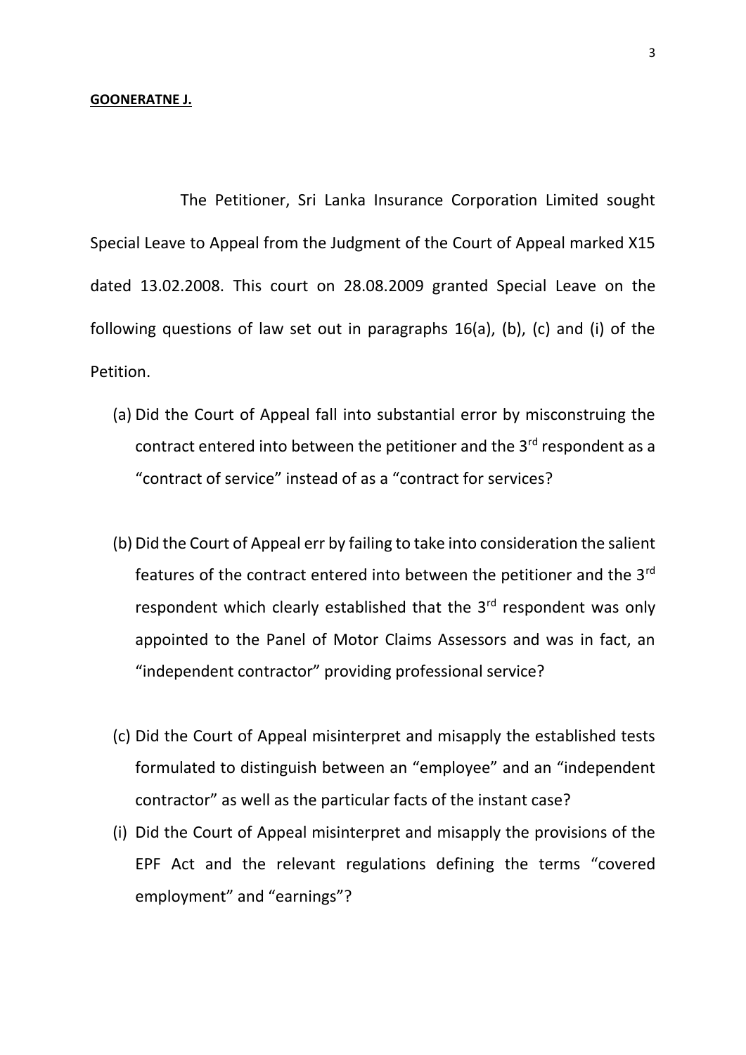**GOONERATNE J.**

The Petitioner, Sri Lanka Insurance Corporation Limited sought Special Leave to Appeal from the Judgment of the Court of Appeal marked X15 dated 13.02.2008. This court on 28.08.2009 granted Special Leave on the following questions of law set out in paragraphs 16(a), (b), (c) and (i) of the Petition.

(a) Did the Court of Appeal fall into substantial error by misconstruing the contract entered into between the petitioner and the 3rd respondent as a "contract of service" instead of as a "contract for services?

(b) Did the Court of Appeal err by failing to take into consideration the salient features of the contract entered into between the petitioner and the 3rd respondent which clearly established that the 3rd respondent was only appointed to the Panel of Motor Claims Assessors and was in fact, an "independent contractor" providing professional service?

(c) Did the Court of Appeal misinterpret and misapply the established tests formulated to distinguish between an "employee" and an "independent contractor" as well as the particular facts of the instant case?

(i) Did the Court of Appeal misinterpret and misapply the provisions of the EPF Act and the relevant regulations defining the terms "covered employment" and "earnings"?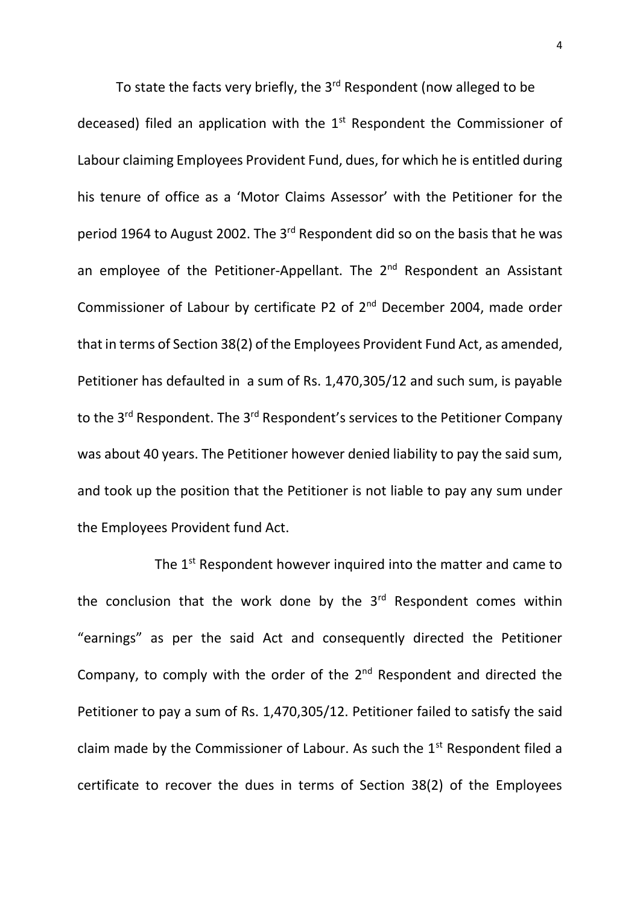To state the facts very briefly, the 3rd Respondent (now alleged to be deceased) filed an application with the 1st Respondent the Commissioner of Labour claiming Employees Provident Fund, dues, for which he is entitled during his tenure of office as a 'Motor Claims Assessor' with the Petitioner for the period 1964 to August 2002. The 3rd Respondent did so on the basis that he was an employee of the Petitioner-Appellant. The 2nd Respondent an Assistant Commissioner of Labour by certificate P2 of 2nd December 2004, made order that in terms of Section 38(2) of the Employees Provident Fund Act, as amended, Petitioner has defaulted in a sum of Rs. 1,470,305/12 and such sum, is payable to the 3rd Respondent. The 3rd Respondent's services to the Petitioner Company was about 40 years. The Petitioner however denied liability to pay the said sum, and took up the position that the Petitioner is not liable to pay any sum under the Employees Provident fund Act.

The 1st Respondent however inquired into the matter and came to the conclusion that the work done by the 3rd Respondent comes within "earnings" as per the said Act and consequently directed the Petitioner Company, to comply with the order of the 2nd Respondent and directed the Petitioner to pay a sum of Rs. 1,470,305/12. Petitioner failed to satisfy the said claim made by the Commissioner of Labour. As such the 1st Respondent filed a certificate to recover the dues in terms of Section 38(2) of the Employees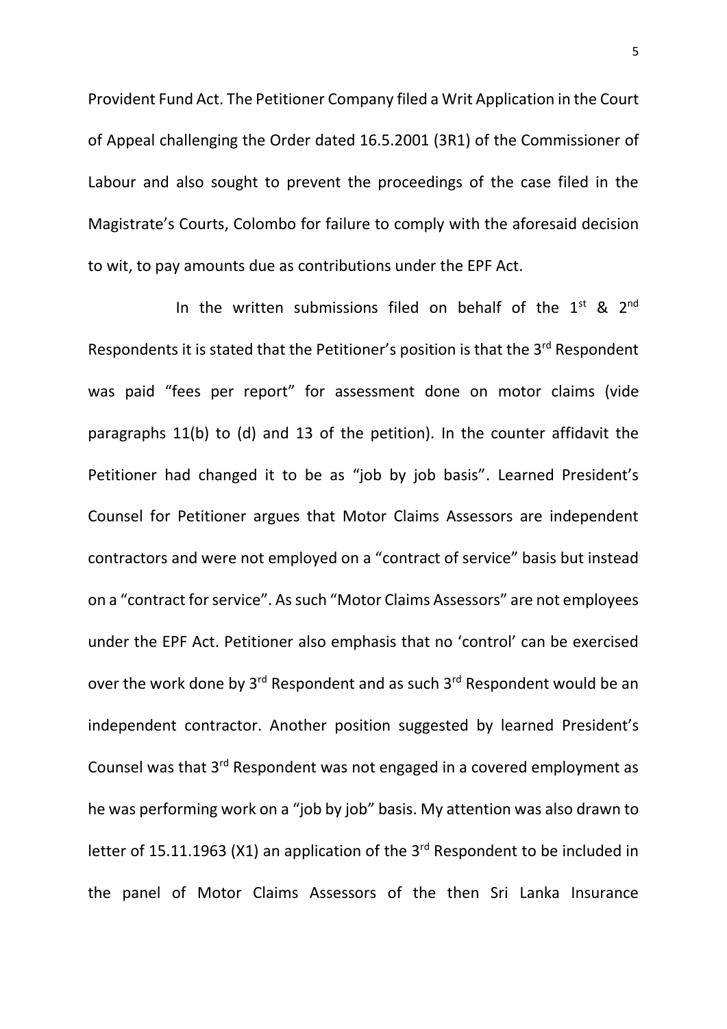Provident Fund Act. The Petitioner Company filed a Writ Application in the Court of Appeal challenging the Order dated 16.5.2001 (3R1) of the Commissioner of Labour and also sought to prevent the proceedings of the case filed in the Magistrate's Courts, Colombo for failure to comply with the aforesaid decision to wit, to pay amounts due as contributions under the EPF Act.

In the written submissions filed on behalf of the 1st & 2nd Respondents it is stated that the Petitioner's position is that the 3rd Respondent was paid "fees per report" for assessment done on motor claims (vide paragraphs 11(b) to (d) and 13 of the petition). In the counter affidavit the Petitioner had changed it to be as "job by job basis". Learned President's Counsel for Petitioner argues that Motor Claims Assessors are independent contractors and were not employed on a "contract of service" basis but instead on a "contract for service". As such "Motor Claims Assessors" are not employees under the EPF Act. Petitioner also emphasis that no 'control' can be exercised over the work done by 3rd Respondent and as such 3rd Respondent would be an independent contractor. Another position suggested by learned President's Counsel was that 3rd Respondent was not engaged in a covered employment as he was performing work on a "job by job" basis. My attention was also drawn to letter of 15.11.1963 (X1) an application of the 3rd Respondent to be included in the panel of Motor Claims Assessors of the then Sri Lanka Insurance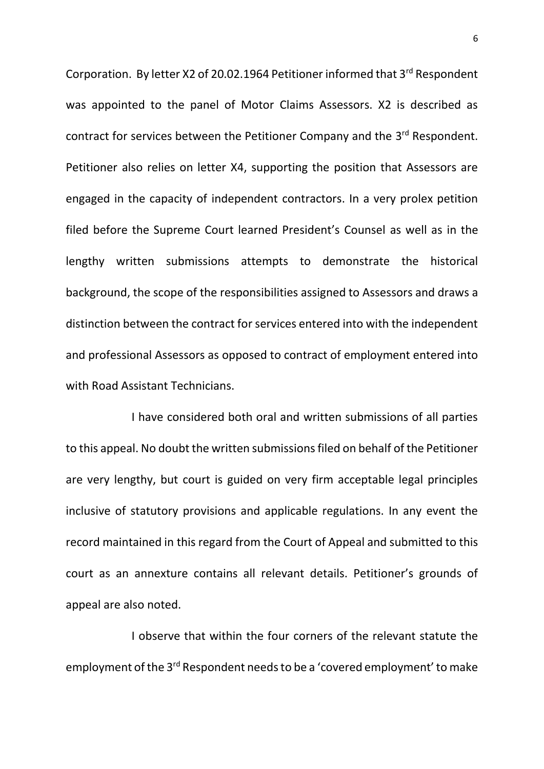Corporation. By letter X2 of 20.02.1964 Petitioner informed that 3rd Respondent was appointed to the panel of Motor Claims Assessors. X2 is described as contract for services between the Petitioner Company and the 3rd Respondent. Petitioner also relies on letter X4, supporting the position that Assessors are engaged in the capacity of independent contractors. In a very prolex petition filed before the Supreme Court learned President's Counsel as well as in the lengthy written submissions attempts to demonstrate the historical background, the scope of the responsibilities assigned to Assessors and draws a distinction between the contract for services entered into with the independent and professional Assessors as opposed to contract of employment entered into with Road Assistant Technicians.

I have considered both oral and written submissions of all parties to this appeal. No doubt the written submissions filed on behalf of the Petitioner are very lengthy, but court is guided on very firm acceptable legal principles inclusive of statutory provisions and applicable regulations. In any event the record maintained in this regard from the Court of Appeal and submitted to this court as an annexture contains all relevant details. Petitioner's grounds of appeal are also noted.

I observe that within the four corners of the relevant statute the employment of the 3rd Respondent needs to be a 'covered employment' to make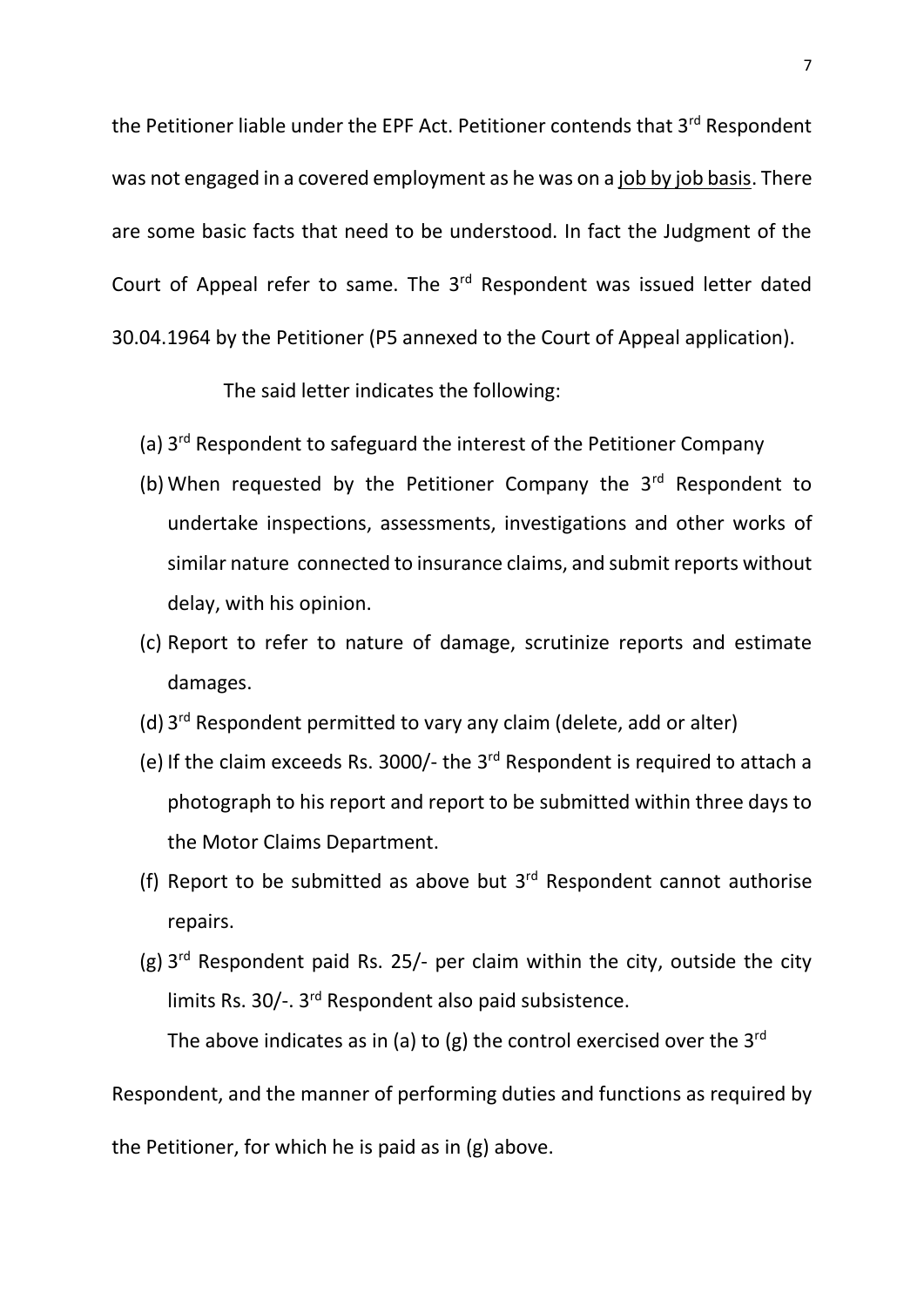the Petitioner liable under the EPF Act. Petitioner contends that 3rd Respondent was not engaged in a covered employment as he was on a <u>job by job basis</u>. There are some basic facts that need to be understood. In fact the Judgment of the Court of Appeal refer to same. The 3rd Respondent was issued letter dated 30.04.1964 by the Petitioner (P5 annexed to the Court of Appeal application).

The said letter indicates the following:

(a) 3rd Respondent to safeguard the interest of the Petitioner Company

(b) When requested by the Petitioner Company the 3rd Respondent to undertake inspections, assessments, investigations and other works of similar nature connected to insurance claims, and submit reports without delay, with his opinion.

(c) Report to refer to nature of damage, scrutinize reports and estimate damages.

(d) 3rd Respondent permitted to vary any claim (delete, add or alter)

(e) If the claim exceeds Rs. 3000/- the 3rd Respondent is required to attach a photograph to his report and report to be submitted within three days to the Motor Claims Department.

(f) Report to be submitted as above but 3rd Respondent cannot authorise repairs.

(g) 3rd Respondent paid Rs. 25/- per claim within the city, outside the city limits Rs. 30/-. 3rd Respondent also paid subsistence.

The above indicates as in (a) to (g) the control exercised over the 3rd Respondent, and the manner of performing duties and functions as required by the Petitioner, for which he is paid as in (g) above.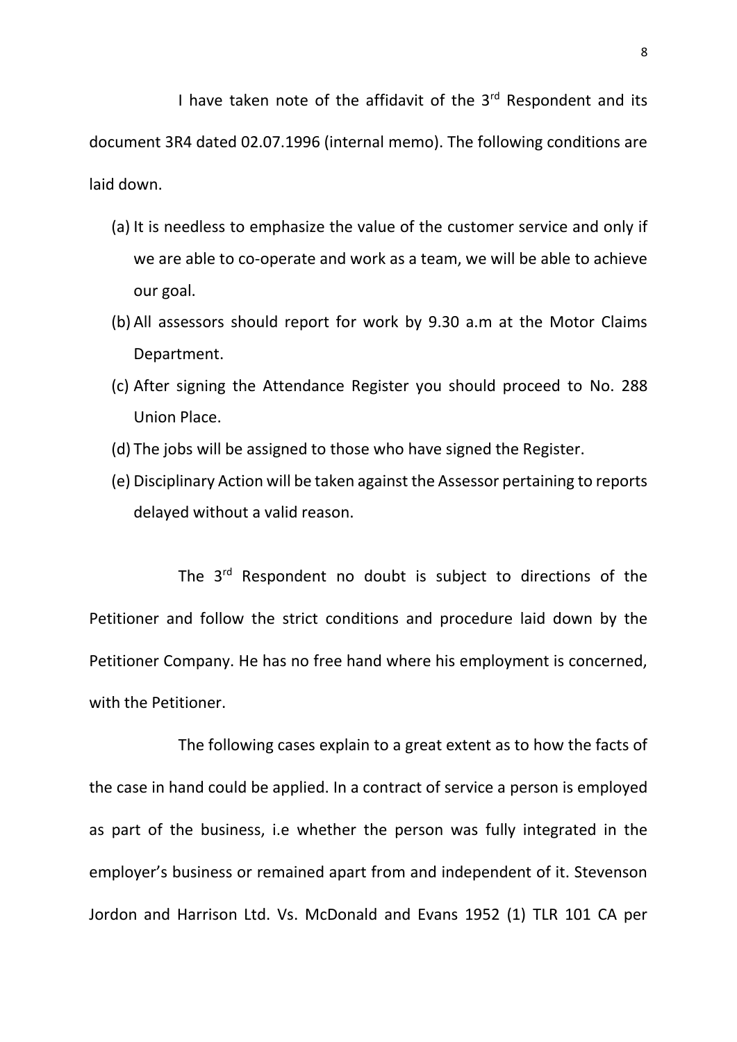I have taken note of the affidavit of the 3rd Respondent and its document 3R4 dated 02.07.1996 (internal memo). The following conditions are laid down.

(a) It is needless to emphasize the value of the customer service and only if we are able to co-operate and work as a team, we will be able to achieve our goal.
(b) All assessors should report for work by 9.30 a.m at the Motor Claims Department.
(c) After signing the Attendance Register you should proceed to No. 288 Union Place.
(d) The jobs will be assigned to those who have signed the Register.
(e) Disciplinary Action will be taken against the Assessor pertaining to reports delayed without a valid reason.

The 3rd Respondent no doubt is subject to directions of the Petitioner and follow the strict conditions and procedure laid down by the Petitioner Company. He has no free hand where his employment is concerned, with the Petitioner.

The following cases explain to a great extent as to how the facts of the case in hand could be applied. In a contract of service a person is employed as part of the business, i.e whether the person was fully integrated in the employer's business or remained apart from and independent of it. Stevenson Jordon and Harrison Ltd. Vs. McDonald and Evans 1952 (1) TLR 101 CA per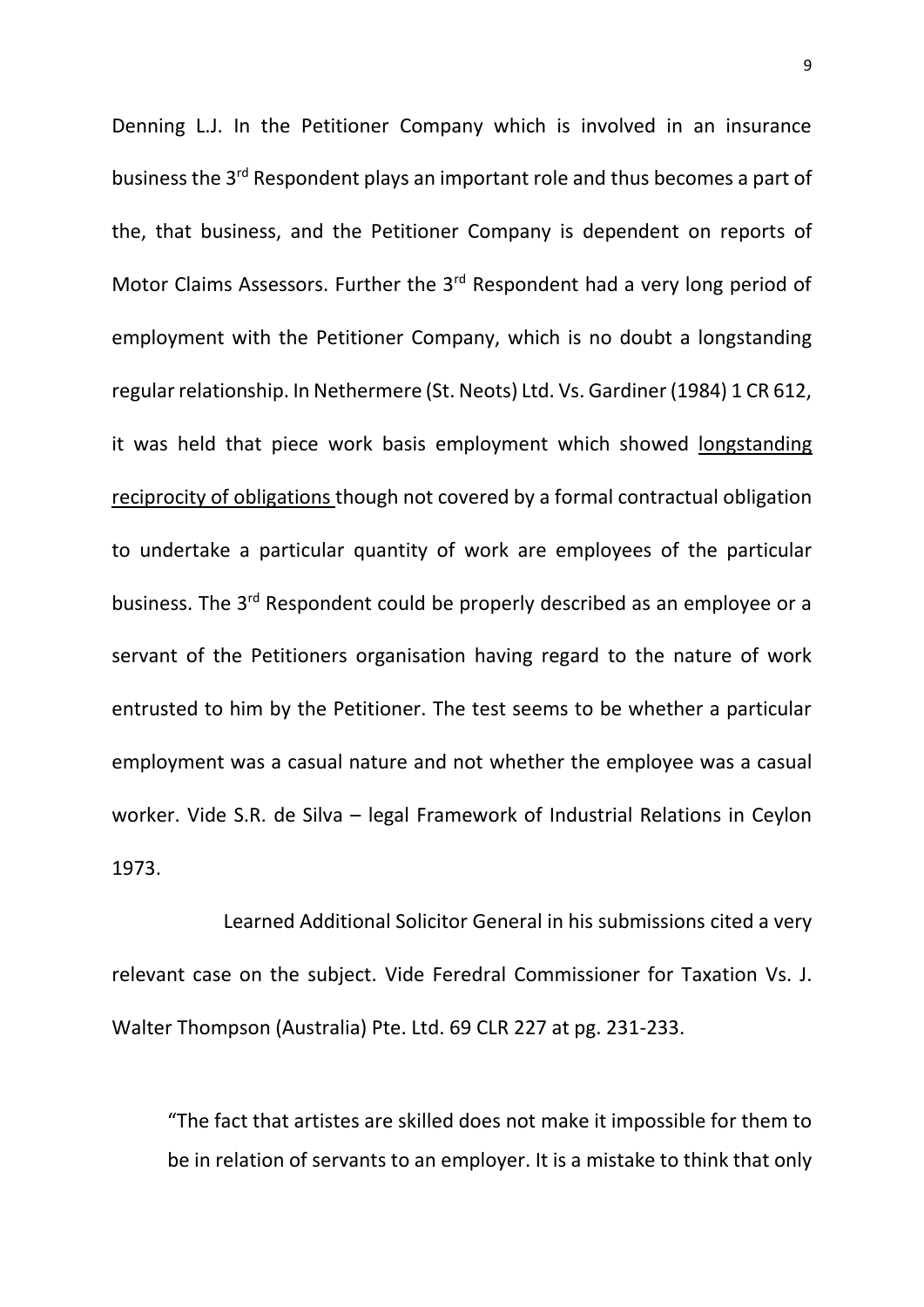Denning L.J. In the Petitioner Company which is involved in an insurance business the 3rd Respondent plays an important role and thus becomes a part of the, that business, and the Petitioner Company is dependent on reports of Motor Claims Assessors. Further the 3rd Respondent had a very long period of employment with the Petitioner Company, which is no doubt a longstanding regular relationship. In Nethermere (St. Neots) Ltd. Vs. Gardiner (1984) 1 CR 612, it was held that piece work basis employment which showed <u>longstanding reciprocity of obligations</u> though not covered by a formal contractual obligation to undertake a particular quantity of work are employees of the particular business. The 3rd Respondent could be properly described as an employee or a servant of the Petitioners organisation having regard to the nature of work entrusted to him by the Petitioner. The test seems to be whether a particular employment was a casual nature and not whether the employee was a casual worker. Vide S.R. de Silva – legal Framework of Industrial Relations in Ceylon 1973.

Learned Additional Solicitor General in his submissions cited a very relevant case on the subject. Vide Feredral Commissioner for Taxation Vs. J. Walter Thompson (Australia) Pte. Ltd. 69 CLR 227 at pg. 231-233.

> "The fact that artistes are skilled does not make it impossible for them to be in relation of servants to an employer. It is a mistake to think that only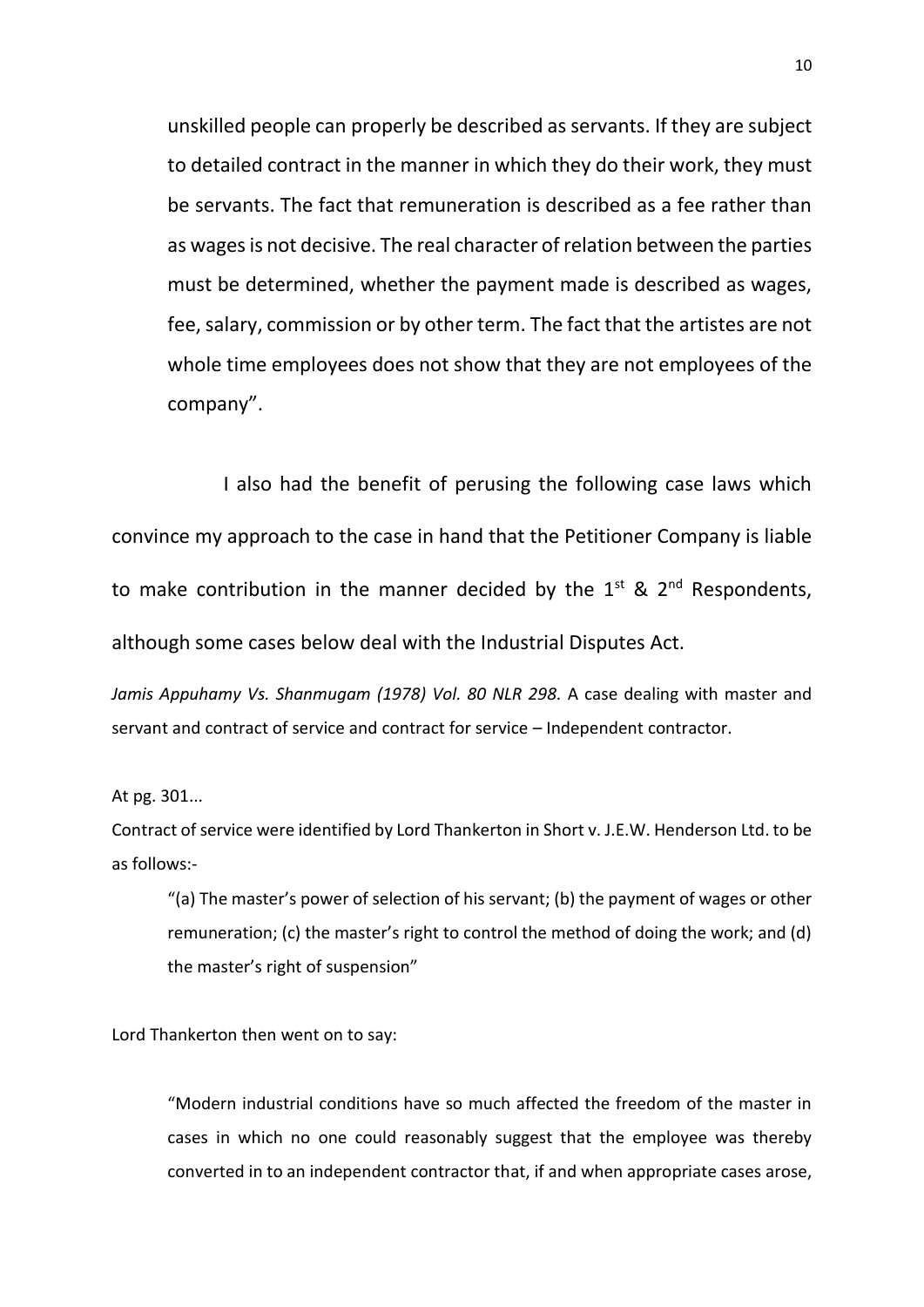unskilled people can properly be described as servants. If they are subject to detailed contract in the manner in which they do their work, they must be servants. The fact that remuneration is described as a fee rather than as wages is not decisive. The real character of relation between the parties must be determined, whether the payment made is described as wages, fee, salary, commission or by other term. The fact that the artistes are not whole time employees does not show that they are not employees of the company".

I also had the benefit of perusing the following case laws which convince my approach to the case in hand that the Petitioner Company is liable to make contribution in the manner decided by the 1st & 2nd Respondents, although some cases below deal with the Industrial Disputes Act.

*Jamis Appuhamy Vs. Shanmugam (1978) Vol. 80 NLR 298.* A case dealing with master and servant and contract of service and contract for service – Independent contractor.

At pg. 301...

Contract of service were identified by Lord Thankerton in Short v. J.E.W. Henderson Ltd. to be as follows:-

> "(a) The master's power of selection of his servant; (b) the payment of wages or other remuneration; (c) the master's right to control the method of doing the work; and (d) the master's right of suspension"

Lord Thankerton then went on to say:

> "Modern industrial conditions have so much affected the freedom of the master in cases in which no one could reasonably suggest that the employee was thereby converted in to an independent contractor that, if and when appropriate cases arose,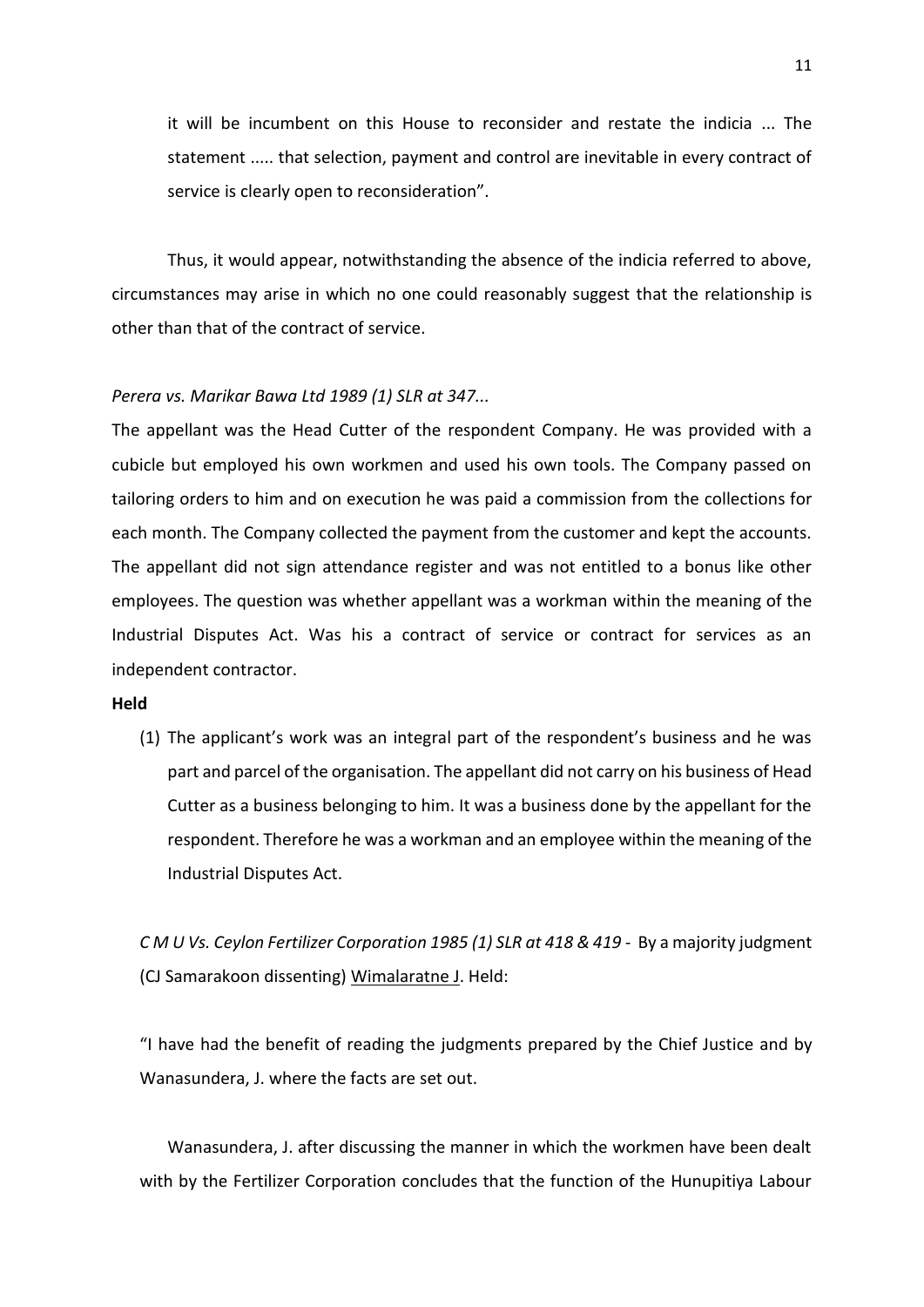> it will be incumbent on this House to reconsider and restate the indicia ... The statement ..... that selection, payment and control are inevitable in every contract of service is clearly open to reconsideration".

Thus, it would appear, notwithstanding the absence of the indicia referred to above, circumstances may arise in which no one could reasonably suggest that the relationship is other than that of the contract of service.

*Perera vs. Marikar Bawa Ltd 1989 (1) SLR at 347...*

The appellant was the Head Cutter of the respondent Company. He was provided with a cubicle but employed his own workmen and used his own tools. The Company passed on tailoring orders to him and on execution he was paid a commission from the collections for each month. The Company collected the payment from the customer and kept the accounts. The appellant did not sign attendance register and was not entitled to a bonus like other employees. The question was whether appellant was a workman within the meaning of the Industrial Disputes Act. Was his a contract of service or contract for services as an independent contractor.

**Held**

(1) The applicant's work was an integral part of the respondent's business and he was part and parcel of the organisation. The appellant did not carry on his business of Head Cutter as a business belonging to him. It was a business done by the appellant for the respondent. Therefore he was a workman and an employee within the meaning of the Industrial Disputes Act.

*C M U Vs. Ceylon Fertilizer Corporation 1985 (1) SLR at 418 & 419* - By a majority judgment (CJ Samarakoon dissenting) Wimalaratne J. Held:

"I have had the benefit of reading the judgments prepared by the Chief Justice and by Wanasundera, J. where the facts are set out.

Wanasundera, J. after discussing the manner in which the workmen have been dealt with by the Fertilizer Corporation concludes that the function of the Hunupitiya Labour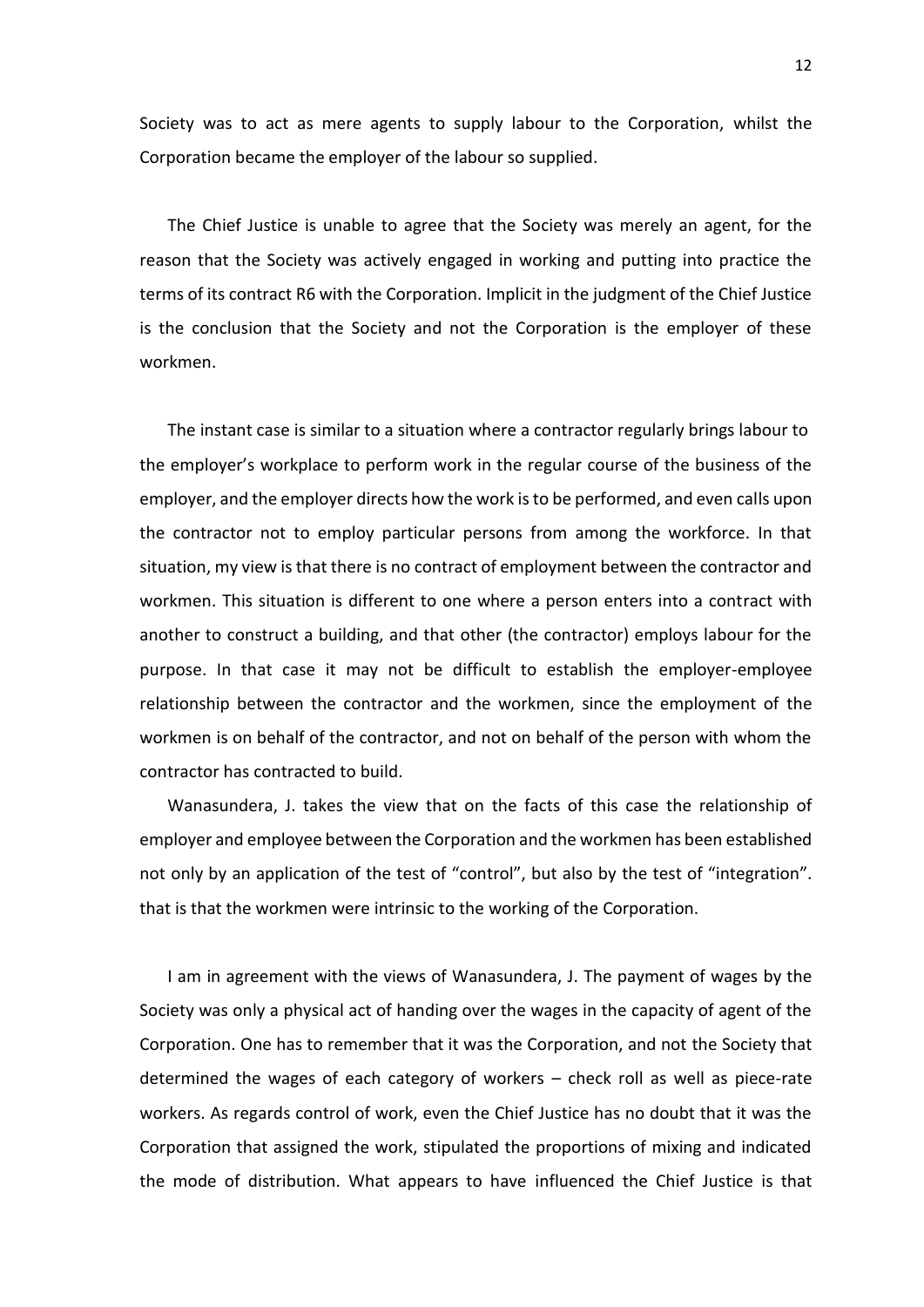Society was to act as mere agents to supply labour to the Corporation, whilst the Corporation became the employer of the labour so supplied.

The Chief Justice is unable to agree that the Society was merely an agent, for the reason that the Society was actively engaged in working and putting into practice the terms of its contract R6 with the Corporation. Implicit in the judgment of the Chief Justice is the conclusion that the Society and not the Corporation is the employer of these workmen.

The instant case is similar to a situation where a contractor regularly brings labour to the employer's workplace to perform work in the regular course of the business of the employer, and the employer directs how the work is to be performed, and even calls upon the contractor not to employ particular persons from among the workforce. In that situation, my view is that there is no contract of employment between the contractor and workmen. This situation is different to one where a person enters into a contract with another to construct a building, and that other (the contractor) employs labour for the purpose. In that case it may not be difficult to establish the employer-employee relationship between the contractor and the workmen, since the employment of the workmen is on behalf of the contractor, and not on behalf of the person with whom the contractor has contracted to build.

Wanasundera, J. takes the view that on the facts of this case the relationship of employer and employee between the Corporation and the workmen has been established not only by an application of the test of "control", but also by the test of "integration". that is that the workmen were intrinsic to the working of the Corporation.

I am in agreement with the views of Wanasundera, J. The payment of wages by the Society was only a physical act of handing over the wages in the capacity of agent of the Corporation. One has to remember that it was the Corporation, and not the Society that determined the wages of each category of workers – check roll as well as piece-rate workers. As regards control of work, even the Chief Justice has no doubt that it was the Corporation that assigned the work, stipulated the proportions of mixing and indicated the mode of distribution. What appears to have influenced the Chief Justice is that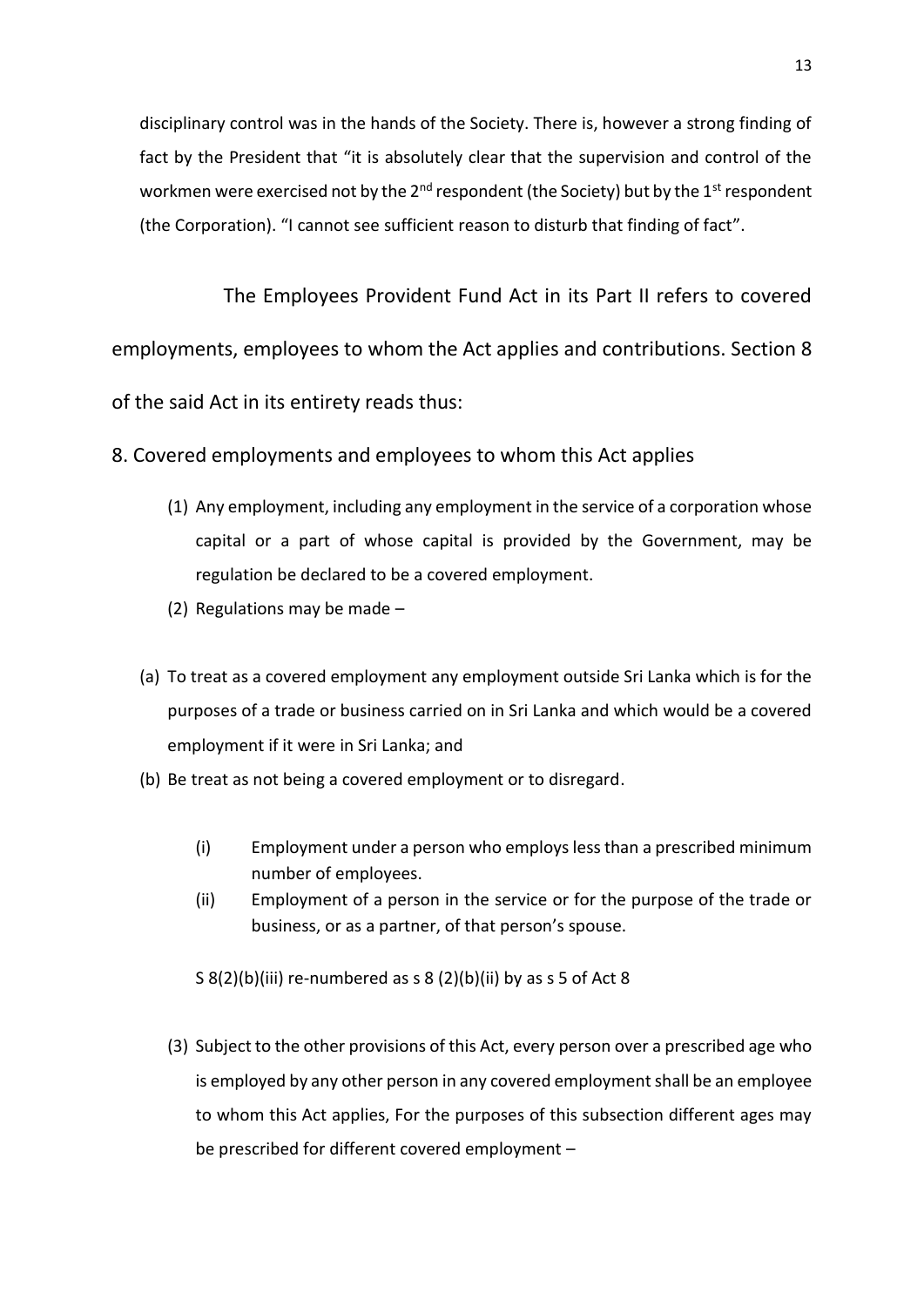disciplinary control was in the hands of the Society. There is, however a strong finding of fact by the President that "it is absolutely clear that the supervision and control of the workmen were exercised not by the 2nd respondent (the Society) but by the 1st respondent (the Corporation). "I cannot see sufficient reason to disturb that finding of fact".

The Employees Provident Fund Act in its Part II refers to covered employments, employees to whom the Act applies and contributions. Section 8 of the said Act in its entirety reads thus:

8. Covered employments and employees to whom this Act applies

(1) Any employment, including any employment in the service of a corporation whose capital or a part of whose capital is provided by the Government, may be regulation be declared to be a covered employment.

(2) Regulations may be made –

(a) To treat as a covered employment any employment outside Sri Lanka which is for the purposes of a trade or business carried on in Sri Lanka and which would be a covered employment if it were in Sri Lanka; and

(b) Be treat as not being a covered employment or to disregard.

(i) Employment under a person who employs less than a prescribed minimum number of employees.

(ii) Employment of a person in the service or for the purpose of the trade or business, or as a partner, of that person's spouse.

S 8(2)(b)(iii) re-numbered as s 8 (2)(b)(ii) by as s 5 of Act 8

(3) Subject to the other provisions of this Act, every person over a prescribed age who is employed by any other person in any covered employment shall be an employee to whom this Act applies, For the purposes of this subsection different ages may be prescribed for different covered employment –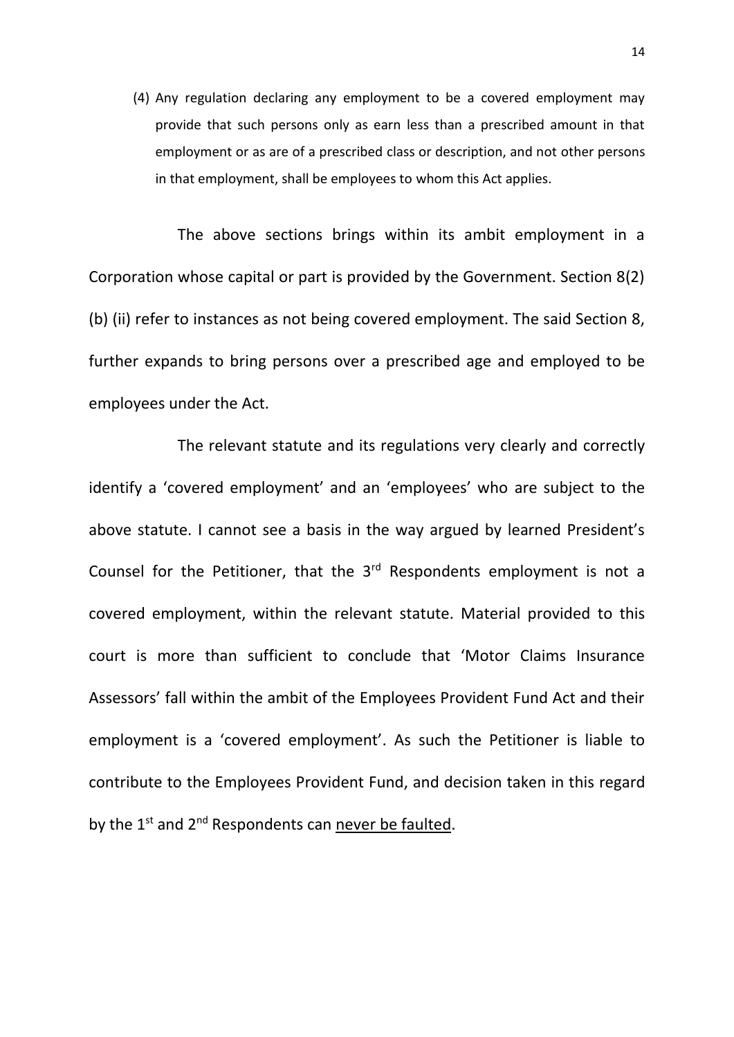(4) Any regulation declaring any employment to be a covered employment may provide that such persons only as earn less than a prescribed amount in that employment or as are of a prescribed class or description, and not other persons in that employment, shall be employees to whom this Act applies.

The above sections brings within its ambit employment in a Corporation whose capital or part is provided by the Government. Section 8(2) (b) (ii) refer to instances as not being covered employment. The said Section 8, further expands to bring persons over a prescribed age and employed to be employees under the Act.

The relevant statute and its regulations very clearly and correctly identify a 'covered employment' and an 'employees' who are subject to the above statute. I cannot see a basis in the way argued by learned President's Counsel for the Petitioner, that the 3rd Respondents employment is not a covered employment, within the relevant statute. Material provided to this court is more than sufficient to conclude that 'Motor Claims Insurance Assessors' fall within the ambit of the Employees Provident Fund Act and their employment is a 'covered employment'. As such the Petitioner is liable to contribute to the Employees Provident Fund, and decision taken in this regard by the 1st and 2nd Respondents can <u>never be faulted</u>.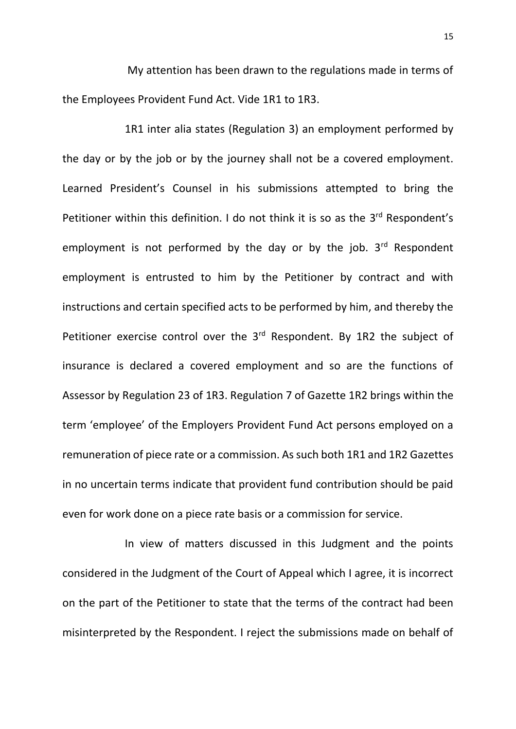My attention has been drawn to the regulations made in terms of the Employees Provident Fund Act. Vide 1R1 to 1R3.

1R1 inter alia states (Regulation 3) an employment performed by the day or by the job or by the journey shall not be a covered employment. Learned President's Counsel in his submissions attempted to bring the Petitioner within this definition. I do not think it is so as the 3rd Respondent's employment is not performed by the day or by the job. 3rd Respondent employment is entrusted to him by the Petitioner by contract and with instructions and certain specified acts to be performed by him, and thereby the Petitioner exercise control over the 3rd Respondent. By 1R2 the subject of insurance is declared a covered employment and so are the functions of Assessor by Regulation 23 of 1R3. Regulation 7 of Gazette 1R2 brings within the term 'employee' of the Employers Provident Fund Act persons employed on a remuneration of piece rate or a commission. As such both 1R1 and 1R2 Gazettes in no uncertain terms indicate that provident fund contribution should be paid even for work done on a piece rate basis or a commission for service.

In view of matters discussed in this Judgment and the points considered in the Judgment of the Court of Appeal which I agree, it is incorrect on the part of the Petitioner to state that the terms of the contract had been misinterpreted by the Respondent. I reject the submissions made on behalf of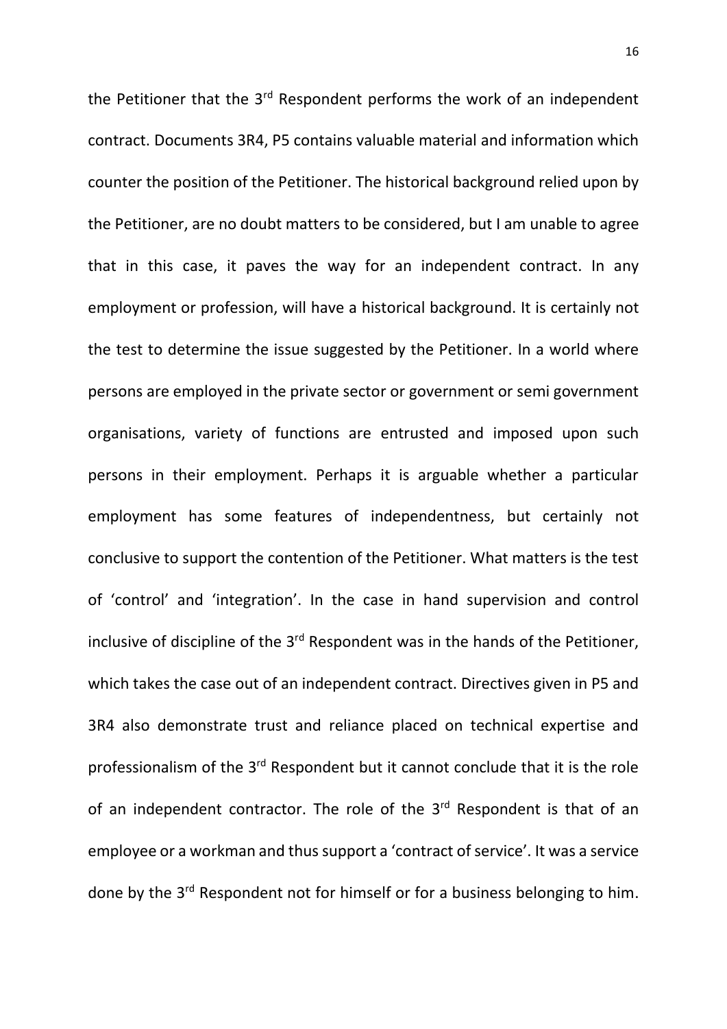the Petitioner that the 3rd Respondent performs the work of an independent contract. Documents 3R4, P5 contains valuable material and information which counter the position of the Petitioner. The historical background relied upon by the Petitioner, are no doubt matters to be considered, but I am unable to agree that in this case, it paves the way for an independent contract. In any employment or profession, will have a historical background. It is certainly not the test to determine the issue suggested by the Petitioner. In a world where persons are employed in the private sector or government or semi government organisations, variety of functions are entrusted and imposed upon such persons in their employment. Perhaps it is arguable whether a particular employment has some features of independentness, but certainly not conclusive to support the contention of the Petitioner. What matters is the test of 'control' and 'integration'. In the case in hand supervision and control inclusive of discipline of the 3rd Respondent was in the hands of the Petitioner, which takes the case out of an independent contract. Directives given in P5 and 3R4 also demonstrate trust and reliance placed on technical expertise and professionalism of the 3rd Respondent but it cannot conclude that it is the role of an independent contractor. The role of the 3rd Respondent is that of an employee or a workman and thus support a 'contract of service'. It was a service done by the 3rd Respondent not for himself or for a business belonging to him.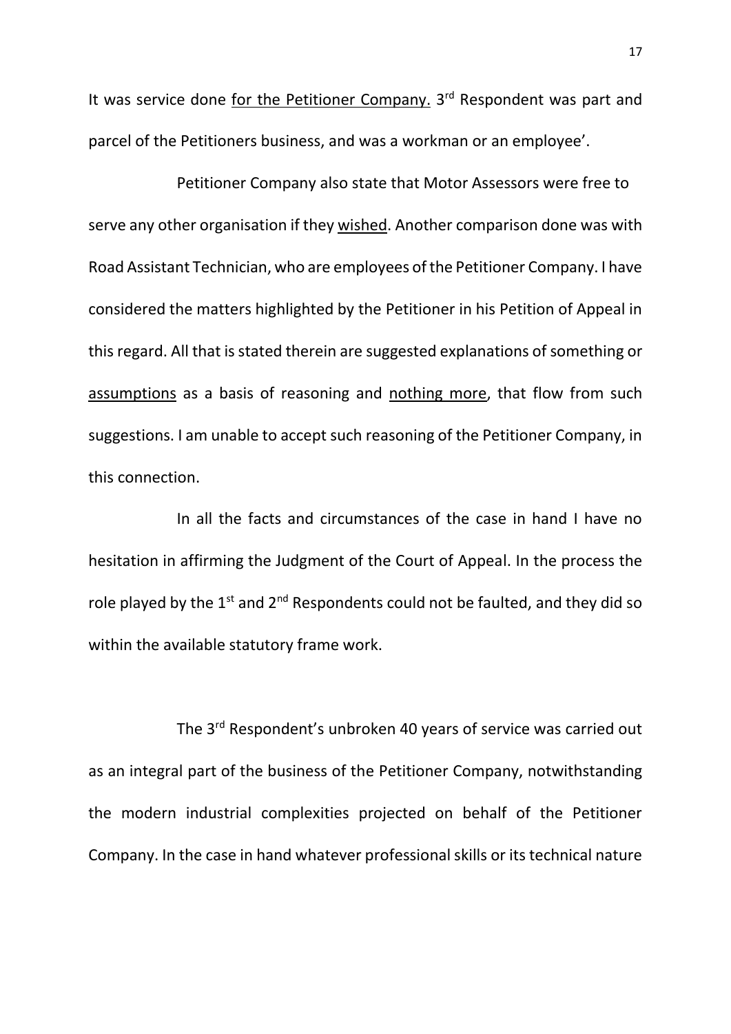It was service done <u>for the Petitioner Company.</u> 3rd Respondent was part and parcel of the Petitioners business, and was a workman or an employee'.

Petitioner Company also state that Motor Assessors were free to serve any other organisation if they <u>wished</u>. Another comparison done was with Road Assistant Technician, who are employees of the Petitioner Company. I have considered the matters highlighted by the Petitioner in his Petition of Appeal in this regard. All that is stated therein are suggested explanations of something or <u>assumptions</u> as a basis of reasoning and <u>nothing more</u>, that flow from such suggestions. I am unable to accept such reasoning of the Petitioner Company, in this connection.

In all the facts and circumstances of the case in hand I have no hesitation in affirming the Judgment of the Court of Appeal. In the process the role played by the 1st and 2nd Respondents could not be faulted, and they did so within the available statutory frame work.

The 3rd Respondent's unbroken 40 years of service was carried out as an integral part of the business of the Petitioner Company, notwithstanding the modern industrial complexities projected on behalf of the Petitioner Company. In the case in hand whatever professional skills or its technical nature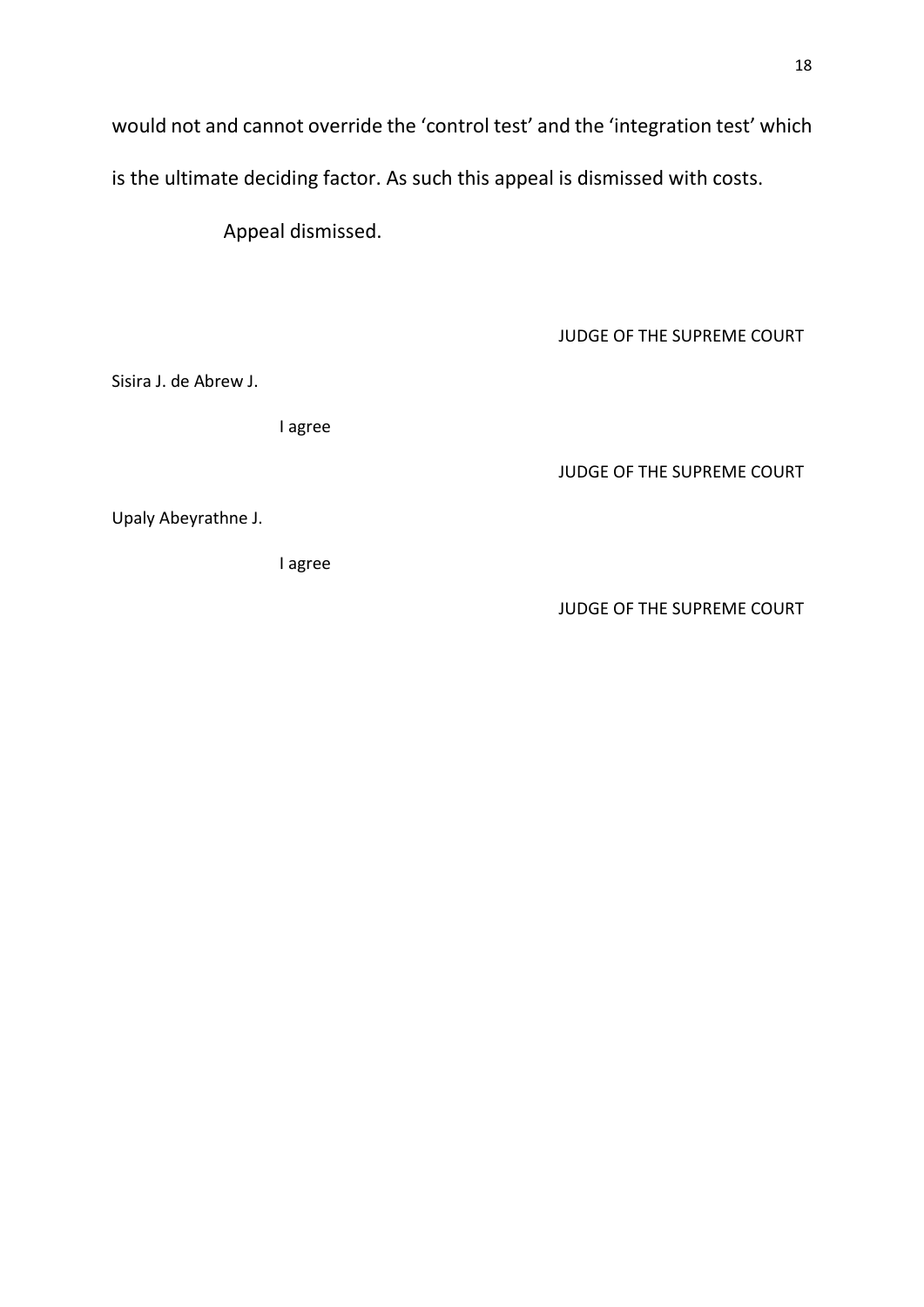would not and cannot override the 'control test' and the 'integration test' which is the ultimate deciding factor. As such this appeal is dismissed with costs.

Appeal dismissed.

JUDGE OF THE SUPREME COURT

Sisira J. de Abrew J.

I agree

JUDGE OF THE SUPREME COURT

Upaly Abeyrathne J.

I agree

JUDGE OF THE SUPREME COURT